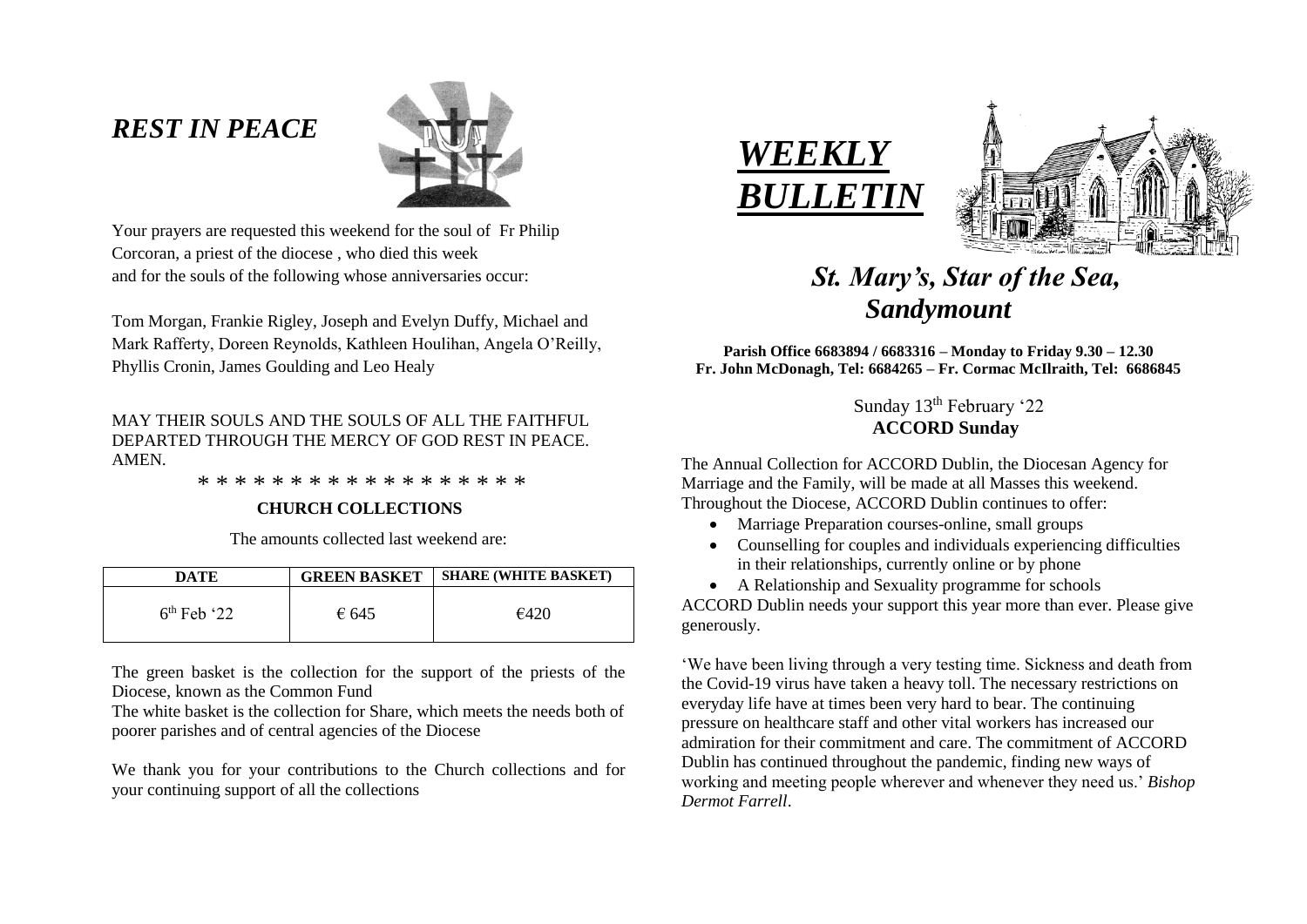## *REST IN PEACE*

Your prayers are requested this weekend for the soul of Fr Philip Corcoran, a priest of the diocese , who died this week and for the souls of the following whose anniversaries occur:

Tom Morgan, Frankie Rigley, Joseph and Evelyn Duffy, Michael and Mark Rafferty, Doreen Reynolds, Kathleen Houlihan, Angela O'Reilly, Phyllis Cronin, James Goulding and Leo Healy

MAY THEIR SOULS AND THE SOULS OF ALL THE FAITHFUL DEPARTED THROUGH THE MERCY OF GOD REST IN PEACE. AMEN.

\* \* \* \* \* \* \* \* \* \* \* \* \* \* \* \* \* \*

**CHURCH COLLECTIONS**

The amounts collected last weekend are:

| DATE | GREEN BASKET | SHARE (WHITE BASKET) |
|---|---|---|
| 6th Feb '22 | € 645 | €420 |

The green basket is the collection for the support of the priests of the Diocese, known as the Common Fund

The white basket is the collection for Share, which meets the needs both of poorer parishes and of central agencies of the Diocese

We thank you for your contributions to the Church collections and for your continuing support of all the collections

# *WEEKLY BULLETIN*

## *St. Mary's, Star of the Sea, Sandymount*

**Parish Office 6683894 / 6683316 – Monday to Friday 9.30 – 12.30**
**Fr. John McDonagh, Tel: 6684265 – Fr. Cormac McIlraith, Tel: 6686845**

Sunday 13th February '22
**ACCORD Sunday**

The Annual Collection for ACCORD Dublin, the Diocesan Agency for Marriage and the Family, will be made at all Masses this weekend. Throughout the Diocese, ACCORD Dublin continues to offer:

- Marriage Preparation courses-online, small groups
- Counselling for couples and individuals experiencing difficulties in their relationships, currently online or by phone
- A Relationship and Sexuality programme for schools

ACCORD Dublin needs your support this year more than ever. Please give generously.

'We have been living through a very testing time. Sickness and death from the Covid-19 virus have taken a heavy toll. The necessary restrictions on everyday life have at times been very hard to bear. The continuing pressure on healthcare staff and other vital workers has increased our admiration for their commitment and care. The commitment of ACCORD Dublin has continued throughout the pandemic, finding new ways of working and meeting people wherever and whenever they need us.' *Bishop Dermot Farrell*.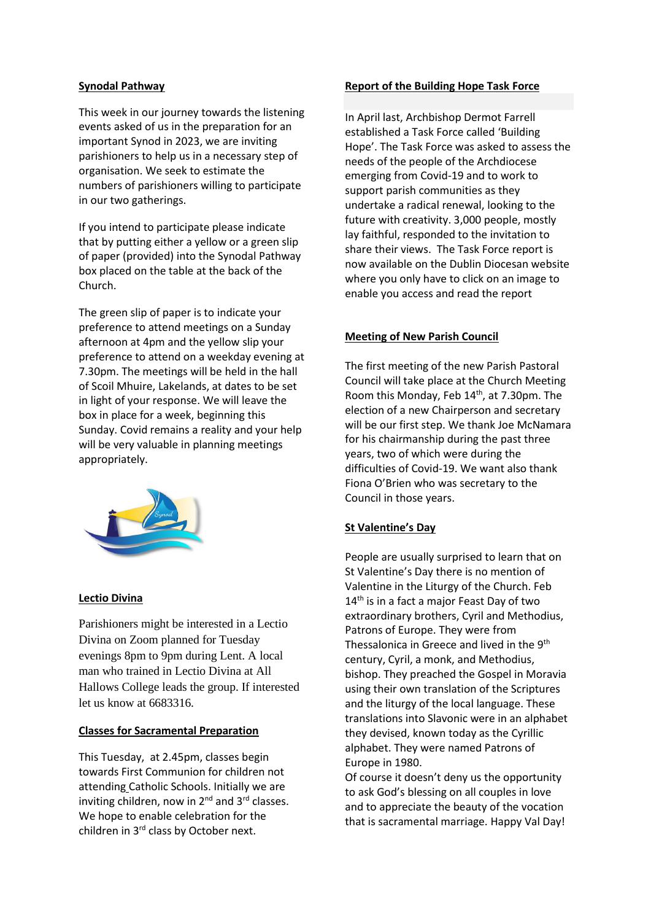## Synodal Pathway

This week in our journey towards the listening events asked of us in the preparation for an important Synod in 2023, we are inviting parishioners to help us in a necessary step of organisation. We seek to estimate the numbers of parishioners willing to participate in our two gatherings.

If you intend to participate please indicate that by putting either a yellow or a green slip of paper (provided) into the Synodal Pathway box placed on the table at the back of the Church.

The green slip of paper is to indicate your preference to attend meetings on a Sunday afternoon at 4pm and the yellow slip your preference to attend on a weekday evening at 7.30pm. The meetings will be held in the hall of Scoil Mhuire, Lakelands, at dates to be set in light of your response. We will leave the box in place for a week, beginning this Sunday. Covid remains a reality and your help will be very valuable in planning meetings appropriately.

## Lectio Divina

Parishioners might be interested in a Lectio Divina on Zoom planned for Tuesday evenings 8pm to 9pm during Lent. A local man who trained in Lectio Divina at All Hallows College leads the group. If interested let us know at 6683316.

## Classes for Sacramental Preparation

This Tuesday, at 2.45pm, classes begin towards First Communion for children not attending Catholic Schools. Initially we are inviting children, now in 2nd and 3rd classes. We hope to enable celebration for the children in 3rd class by October next.

## Report of the Building Hope Task Force

In April last, Archbishop Dermot Farrell established a Task Force called 'Building Hope'. The Task Force was asked to assess the needs of the people of the Archdiocese emerging from Covid-19 and to work to support parish communities as they undertake a radical renewal, looking to the future with creativity. 3,000 people, mostly lay faithful, responded to the invitation to share their views. The Task Force report is now available on the Dublin Diocesan website where you only have to click on an image to enable you access and read the report

## Meeting of New Parish Council

The first meeting of the new Parish Pastoral Council will take place at the Church Meeting Room this Monday, Feb 14th, at 7.30pm. The election of a new Chairperson and secretary will be our first step. We thank Joe McNamara for his chairmanship during the past three years, two of which were during the difficulties of Covid-19. We want also thank Fiona O'Brien who was secretary to the Council in those years.

## St Valentine's Day

People are usually surprised to learn that on St Valentine's Day there is no mention of Valentine in the Liturgy of the Church. Feb 14th is in a fact a major Feast Day of two extraordinary brothers, Cyril and Methodius, Patrons of Europe. They were from Thessalonica in Greece and lived in the 9th century, Cyril, a monk, and Methodius, bishop. They preached the Gospel in Moravia using their own translation of the Scriptures and the liturgy of the local language. These translations into Slavonic were in an alphabet they devised, known today as the Cyrillic alphabet. They were named Patrons of Europe in 1980.

Of course it doesn't deny us the opportunity to ask God's blessing on all couples in love and to appreciate the beauty of the vocation that is sacramental marriage. Happy Val Day!